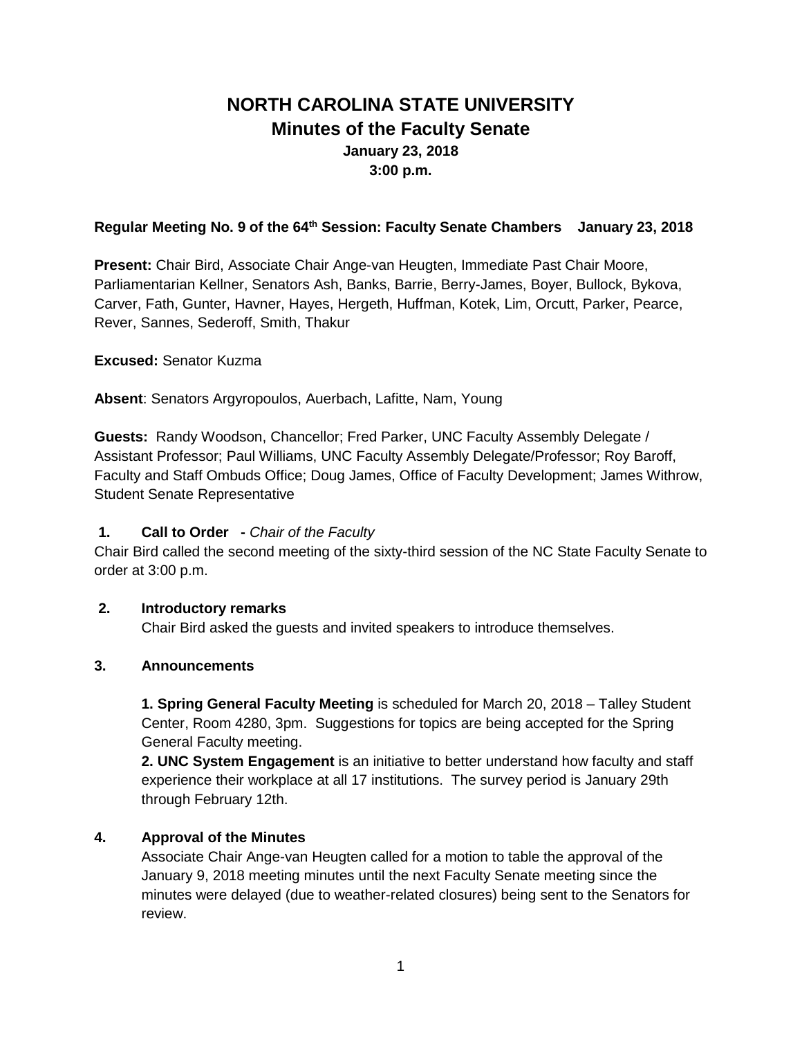# NORTH CAROLINA STATE UNIVERSITY

## Minutes of the Faculty Senate

**January 23, 2018**
**3:00 p.m.**

**Regular Meeting No. 9 of the 64th Session: Faculty Senate Chambers January 23, 2018**

**Present:** Chair Bird, Associate Chair Ange-van Heugten, Immediate Past Chair Moore, Parliamentarian Kellner, Senators Ash, Banks, Barrie, Berry-James, Boyer, Bullock, Bykova, Carver, Fath, Gunter, Havner, Hayes, Hergeth, Huffman, Kotek, Lim, Orcutt, Parker, Pearce, Rever, Sannes, Sederoff, Smith, Thakur

**Excused:** Senator Kuzma

**Absent**: Senators Argyropoulos, Auerbach, Lafitte, Nam, Young

**Guests:** Randy Woodson, Chancellor; Fred Parker, UNC Faculty Assembly Delegate / Assistant Professor; Paul Williams, UNC Faculty Assembly Delegate/Professor; Roy Baroff, Faculty and Staff Ombuds Office; Doug James, Office of Faculty Development; James Withrow, Student Senate Representative

### 1. Call to Order - *Chair of the Faculty*

Chair Bird called the second meeting of the sixty-third session of the NC State Faculty Senate to order at 3:00 p.m.

### 2. Introductory remarks

Chair Bird asked the guests and invited speakers to introduce themselves.

### 3. Announcements

**1. Spring General Faculty Meeting** is scheduled for March 20, 2018 – Talley Student Center, Room 4280, 3pm. Suggestions for topics are being accepted for the Spring General Faculty meeting.

**2. UNC System Engagement** is an initiative to better understand how faculty and staff experience their workplace at all 17 institutions. The survey period is January 29th through February 12th.

### 4. Approval of the Minutes

Associate Chair Ange-van Heugten called for a motion to table the approval of the January 9, 2018 meeting minutes until the next Faculty Senate meeting since the minutes were delayed (due to weather-related closures) being sent to the Senators for review.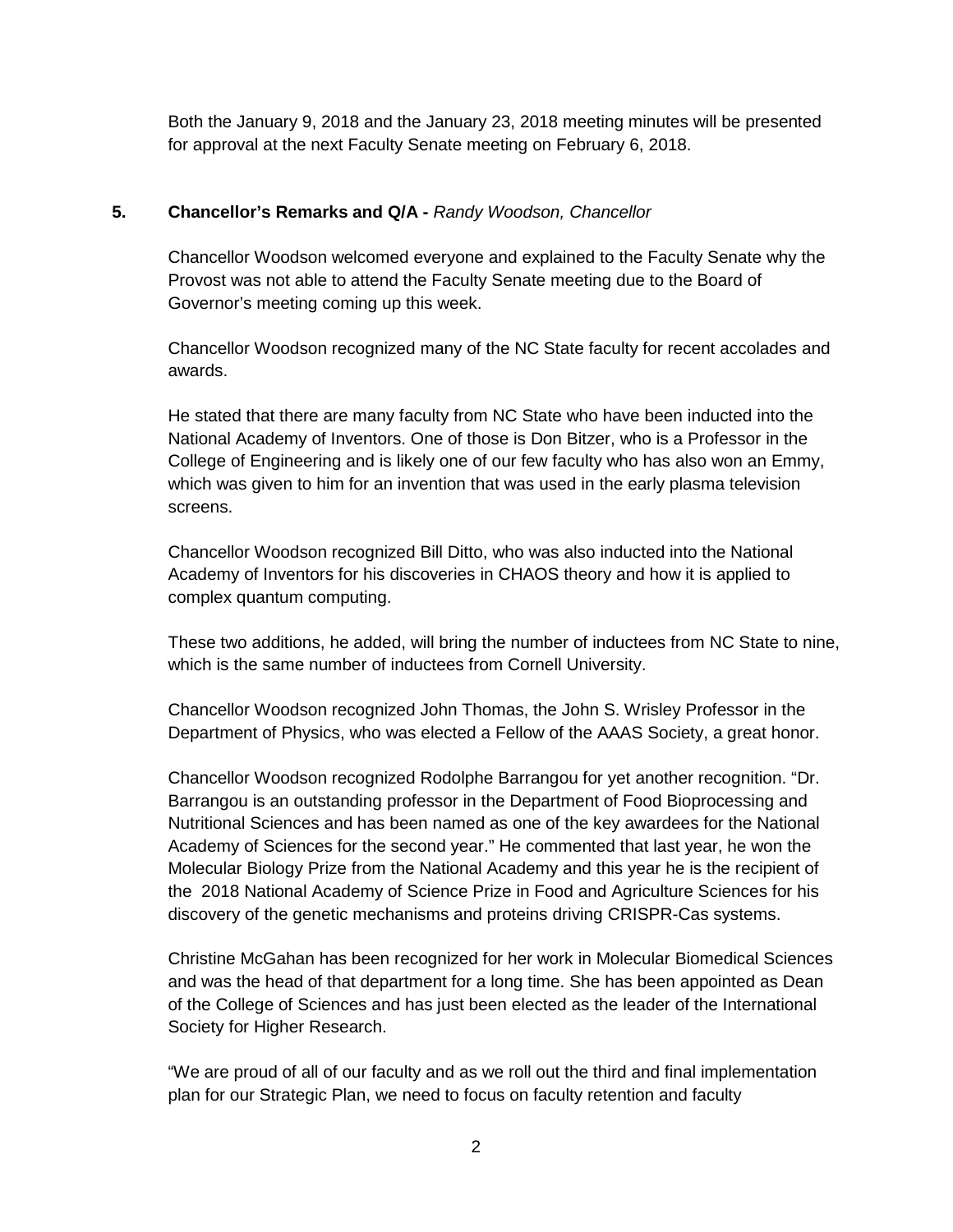Both the January 9, 2018 and the January 23, 2018 meeting minutes will be presented for approval at the next Faculty Senate meeting on February 6, 2018.

**5. Chancellor's Remarks and Q/A -** *Randy Woodson, Chancellor*

Chancellor Woodson welcomed everyone and explained to the Faculty Senate why the Provost was not able to attend the Faculty Senate meeting due to the Board of Governor's meeting coming up this week.

Chancellor Woodson recognized many of the NC State faculty for recent accolades and awards.

He stated that there are many faculty from NC State who have been inducted into the National Academy of Inventors. One of those is Don Bitzer, who is a Professor in the College of Engineering and is likely one of our few faculty who has also won an Emmy, which was given to him for an invention that was used in the early plasma television screens.

Chancellor Woodson recognized Bill Ditto, who was also inducted into the National Academy of Inventors for his discoveries in CHAOS theory and how it is applied to complex quantum computing.

These two additions, he added, will bring the number of inductees from NC State to nine, which is the same number of inductees from Cornell University.

Chancellor Woodson recognized John Thomas, the John S. Wrisley Professor in the Department of Physics, who was elected a Fellow of the AAAS Society, a great honor.

Chancellor Woodson recognized Rodolphe Barrangou for yet another recognition. "Dr. Barrangou is an outstanding professor in the Department of Food Bioprocessing and Nutritional Sciences and has been named as one of the key awardees for the National Academy of Sciences for the second year." He commented that last year, he won the Molecular Biology Prize from the National Academy and this year he is the recipient of the 2018 National Academy of Science Prize in Food and Agriculture Sciences for his discovery of the genetic mechanisms and proteins driving CRISPR-Cas systems.

Christine McGahan has been recognized for her work in Molecular Biomedical Sciences and was the head of that department for a long time. She has been appointed as Dean of the College of Sciences and has just been elected as the leader of the International Society for Higher Research.

"We are proud of all of our faculty and as we roll out the third and final implementation plan for our Strategic Plan, we need to focus on faculty retention and faculty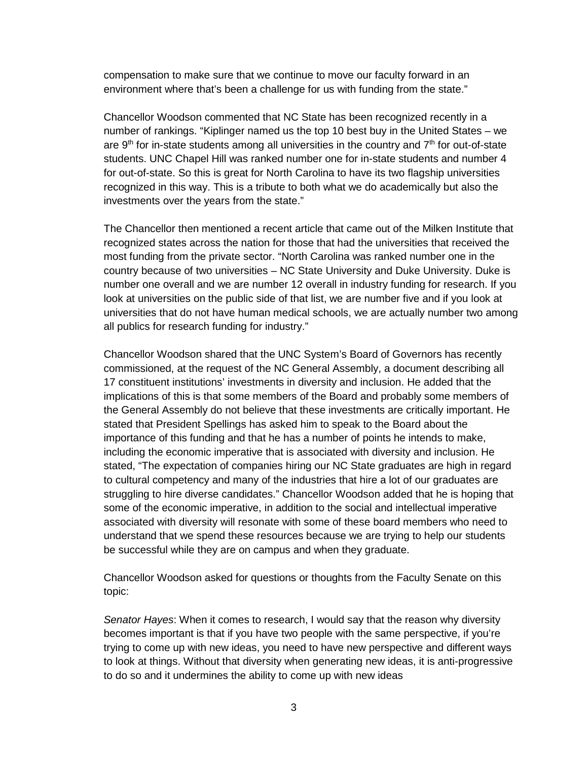compensation to make sure that we continue to move our faculty forward in an environment where that's been a challenge for us with funding from the state."

Chancellor Woodson commented that NC State has been recognized recently in a number of rankings. "Kiplinger named us the top 10 best buy in the United States – we are 9th for in-state students among all universities in the country and 7th for out-of-state students. UNC Chapel Hill was ranked number one for in-state students and number 4 for out-of-state. So this is great for North Carolina to have its two flagship universities recognized in this way. This is a tribute to both what we do academically but also the investments over the years from the state."

The Chancellor then mentioned a recent article that came out of the Milken Institute that recognized states across the nation for those that had the universities that received the most funding from the private sector. "North Carolina was ranked number one in the country because of two universities – NC State University and Duke University. Duke is number one overall and we are number 12 overall in industry funding for research. If you look at universities on the public side of that list, we are number five and if you look at universities that do not have human medical schools, we are actually number two among all publics for research funding for industry."

Chancellor Woodson shared that the UNC System's Board of Governors has recently commissioned, at the request of the NC General Assembly, a document describing all 17 constituent institutions' investments in diversity and inclusion. He added that the implications of this is that some members of the Board and probably some members of the General Assembly do not believe that these investments are critically important. He stated that President Spellings has asked him to speak to the Board about the importance of this funding and that he has a number of points he intends to make, including the economic imperative that is associated with diversity and inclusion. He stated, "The expectation of companies hiring our NC State graduates are high in regard to cultural competency and many of the industries that hire a lot of our graduates are struggling to hire diverse candidates." Chancellor Woodson added that he is hoping that some of the economic imperative, in addition to the social and intellectual imperative associated with diversity will resonate with some of these board members who need to understand that we spend these resources because we are trying to help our students be successful while they are on campus and when they graduate.

Chancellor Woodson asked for questions or thoughts from the Faculty Senate on this topic:

*Senator Hayes*: When it comes to research, I would say that the reason why diversity becomes important is that if you have two people with the same perspective, if you're trying to come up with new ideas, you need to have new perspective and different ways to look at things. Without that diversity when generating new ideas, it is anti-progressive to do so and it undermines the ability to come up with new ideas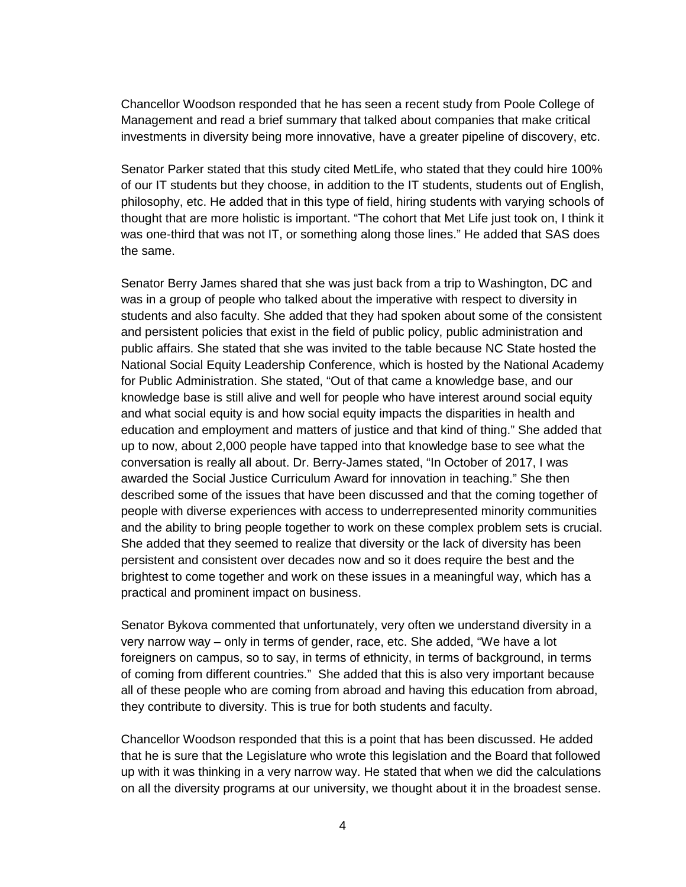Chancellor Woodson responded that he has seen a recent study from Poole College of Management and read a brief summary that talked about companies that make critical investments in diversity being more innovative, have a greater pipeline of discovery, etc.

Senator Parker stated that this study cited MetLife, who stated that they could hire 100% of our IT students but they choose, in addition to the IT students, students out of English, philosophy, etc. He added that in this type of field, hiring students with varying schools of thought that are more holistic is important. "The cohort that Met Life just took on, I think it was one-third that was not IT, or something along those lines." He added that SAS does the same.

Senator Berry James shared that she was just back from a trip to Washington, DC and was in a group of people who talked about the imperative with respect to diversity in students and also faculty. She added that they had spoken about some of the consistent and persistent policies that exist in the field of public policy, public administration and public affairs. She stated that she was invited to the table because NC State hosted the National Social Equity Leadership Conference, which is hosted by the National Academy for Public Administration. She stated, "Out of that came a knowledge base, and our knowledge base is still alive and well for people who have interest around social equity and what social equity is and how social equity impacts the disparities in health and education and employment and matters of justice and that kind of thing." She added that up to now, about 2,000 people have tapped into that knowledge base to see what the conversation is really all about. Dr. Berry-James stated, "In October of 2017, I was awarded the Social Justice Curriculum Award for innovation in teaching." She then described some of the issues that have been discussed and that the coming together of people with diverse experiences with access to underrepresented minority communities and the ability to bring people together to work on these complex problem sets is crucial. She added that they seemed to realize that diversity or the lack of diversity has been persistent and consistent over decades now and so it does require the best and the brightest to come together and work on these issues in a meaningful way, which has a practical and prominent impact on business.

Senator Bykova commented that unfortunately, very often we understand diversity in a very narrow way – only in terms of gender, race, etc. She added, "We have a lot foreigners on campus, so to say, in terms of ethnicity, in terms of background, in terms of coming from different countries." She added that this is also very important because all of these people who are coming from abroad and having this education from abroad, they contribute to diversity. This is true for both students and faculty.

Chancellor Woodson responded that this is a point that has been discussed. He added that he is sure that the Legislature who wrote this legislation and the Board that followed up with it was thinking in a very narrow way. He stated that when we did the calculations on all the diversity programs at our university, we thought about it in the broadest sense.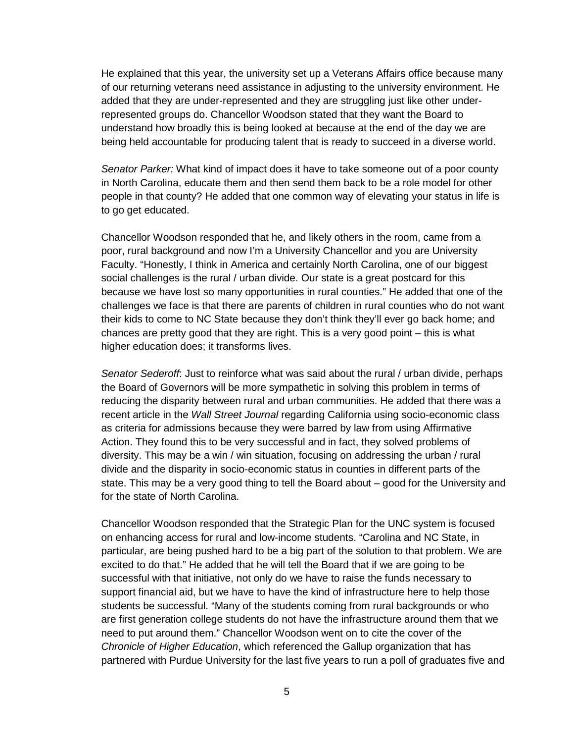He explained that this year, the university set up a Veterans Affairs office because many of our returning veterans need assistance in adjusting to the university environment. He added that they are under-represented and they are struggling just like other under-represented groups do. Chancellor Woodson stated that they want the Board to understand how broadly this is being looked at because at the end of the day we are being held accountable for producing talent that is ready to succeed in a diverse world.

*Senator Parker:* What kind of impact does it have to take someone out of a poor county in North Carolina, educate them and then send them back to be a role model for other people in that county? He added that one common way of elevating your status in life is to go get educated.

Chancellor Woodson responded that he, and likely others in the room, came from a poor, rural background and now I'm a University Chancellor and you are University Faculty. "Honestly, I think in America and certainly North Carolina, one of our biggest social challenges is the rural / urban divide. Our state is a great postcard for this because we have lost so many opportunities in rural counties." He added that one of the challenges we face is that there are parents of children in rural counties who do not want their kids to come to NC State because they don't think they'll ever go back home; and chances are pretty good that they are right. This is a very good point – this is what higher education does; it transforms lives.

*Senator Sederoff*: Just to reinforce what was said about the rural / urban divide, perhaps the Board of Governors will be more sympathetic in solving this problem in terms of reducing the disparity between rural and urban communities. He added that there was a recent article in the *Wall Street Journal* regarding California using socio-economic class as criteria for admissions because they were barred by law from using Affirmative Action. They found this to be very successful and in fact, they solved problems of diversity. This may be a win / win situation, focusing on addressing the urban / rural divide and the disparity in socio-economic status in counties in different parts of the state. This may be a very good thing to tell the Board about – good for the University and for the state of North Carolina.

Chancellor Woodson responded that the Strategic Plan for the UNC system is focused on enhancing access for rural and low-income students. "Carolina and NC State, in particular, are being pushed hard to be a big part of the solution to that problem. We are excited to do that." He added that he will tell the Board that if we are going to be successful with that initiative, not only do we have to raise the funds necessary to support financial aid, but we have to have the kind of infrastructure here to help those students be successful. "Many of the students coming from rural backgrounds or who are first generation college students do not have the infrastructure around them that we need to put around them." Chancellor Woodson went on to cite the cover of the *Chronicle of Higher Education*, which referenced the Gallup organization that has partnered with Purdue University for the last five years to run a poll of graduates five and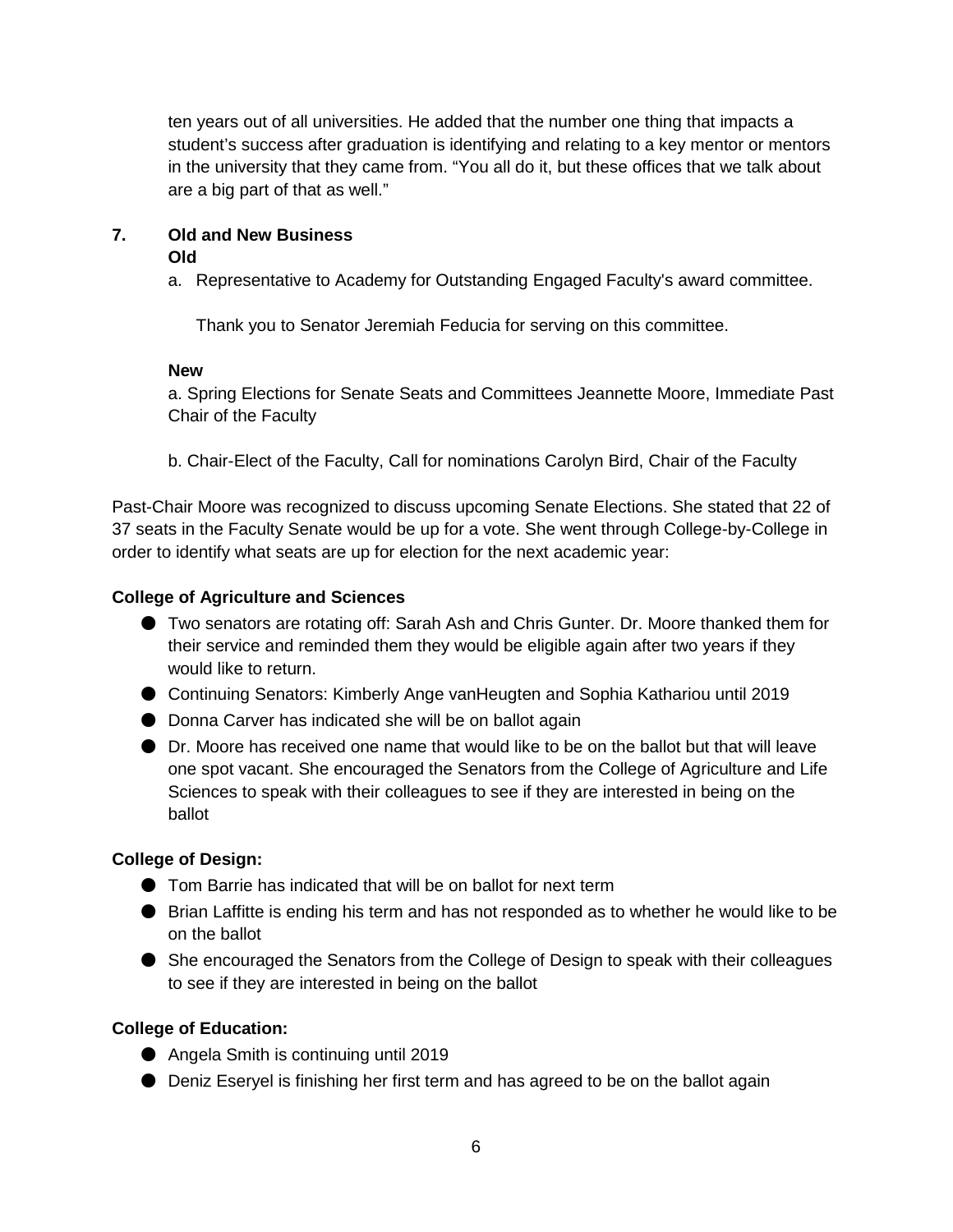ten years out of all universities. He added that the number one thing that impacts a student's success after graduation is identifying and relating to a key mentor or mentors in the university that they came from. "You all do it, but these offices that we talk about are a big part of that as well."

**7. Old and New Business**

**Old**

a. Representative to Academy for Outstanding Engaged Faculty's award committee.

Thank you to Senator Jeremiah Feducia for serving on this committee.

**New**

a. Spring Elections for Senate Seats and Committees Jeannette Moore, Immediate Past Chair of the Faculty

b. Chair-Elect of the Faculty, Call for nominations Carolyn Bird, Chair of the Faculty

Past-Chair Moore was recognized to discuss upcoming Senate Elections. She stated that 22 of 37 seats in the Faculty Senate would be up for a vote. She went through College-by-College in order to identify what seats are up for election for the next academic year:

**College of Agriculture and Sciences**

- Two senators are rotating off: Sarah Ash and Chris Gunter. Dr. Moore thanked them for their service and reminded them they would be eligible again after two years if they would like to return.
- Continuing Senators: Kimberly Ange vanHeugten and Sophia Kathariou until 2019
- Donna Carver has indicated she will be on ballot again
- Dr. Moore has received one name that would like to be on the ballot but that will leave one spot vacant. She encouraged the Senators from the College of Agriculture and Life Sciences to speak with their colleagues to see if they are interested in being on the ballot

**College of Design:**

- Tom Barrie has indicated that will be on ballot for next term
- Brian Laffitte is ending his term and has not responded as to whether he would like to be on the ballot
- She encouraged the Senators from the College of Design to speak with their colleagues to see if they are interested in being on the ballot

**College of Education:**

- Angela Smith is continuing until 2019
- Deniz Eseryel is finishing her first term and has agreed to be on the ballot again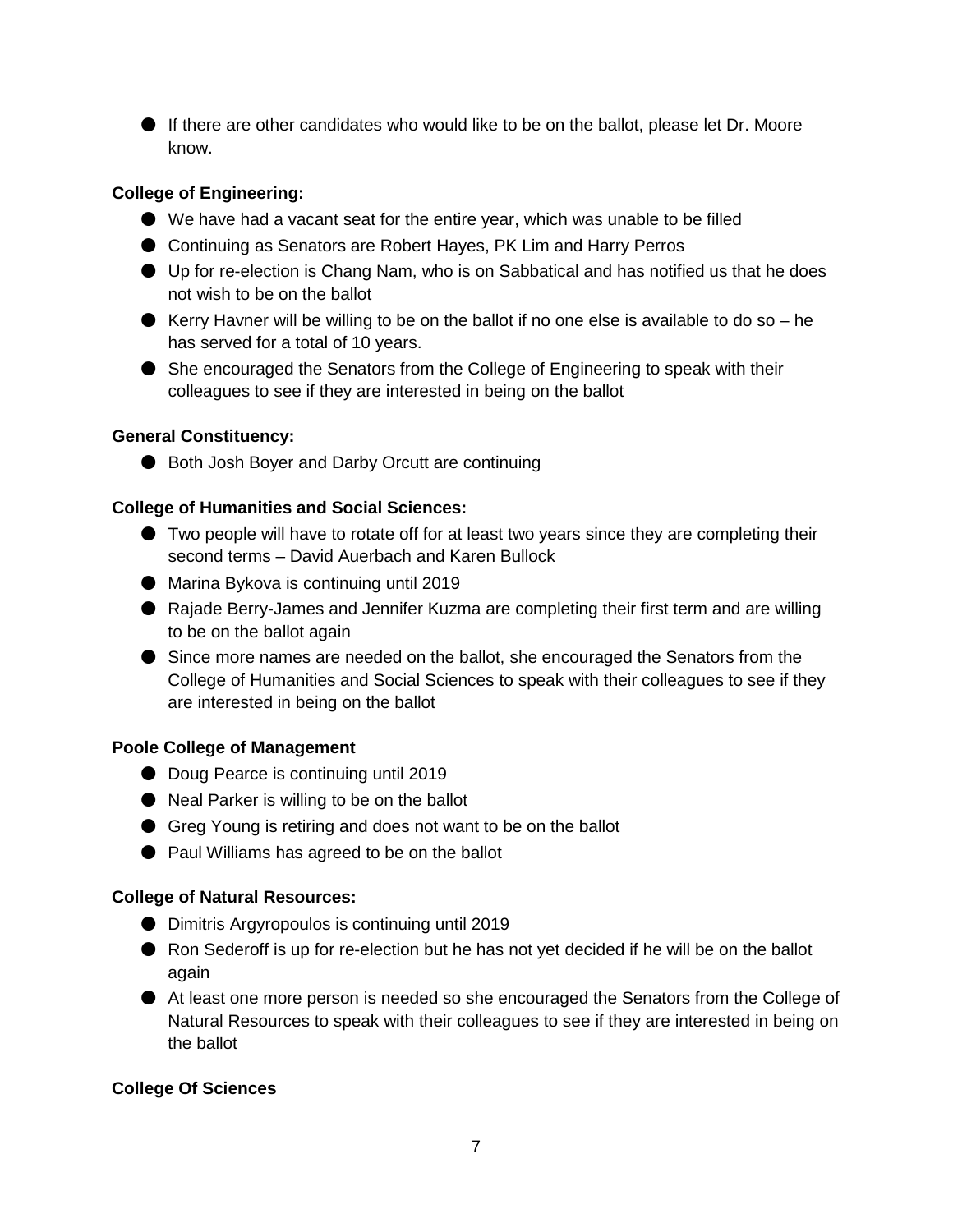- If there are other candidates who would like to be on the ballot, please let Dr. Moore know.

**College of Engineering:**

- We have had a vacant seat for the entire year, which was unable to be filled
- Continuing as Senators are Robert Hayes, PK Lim and Harry Perros
- Up for re-election is Chang Nam, who is on Sabbatical and has notified us that he does not wish to be on the ballot
- Kerry Havner will be willing to be on the ballot if no one else is available to do so – he has served for a total of 10 years.
- She encouraged the Senators from the College of Engineering to speak with their colleagues to see if they are interested in being on the ballot

**General Constituency:**

- Both Josh Boyer and Darby Orcutt are continuing

**College of Humanities and Social Sciences:**

- Two people will have to rotate off for at least two years since they are completing their second terms – David Auerbach and Karen Bullock
- Marina Bykova is continuing until 2019
- Rajade Berry-James and Jennifer Kuzma are completing their first term and are willing to be on the ballot again
- Since more names are needed on the ballot, she encouraged the Senators from the College of Humanities and Social Sciences to speak with their colleagues to see if they are interested in being on the ballot

**Poole College of Management**

- Doug Pearce is continuing until 2019
- Neal Parker is willing to be on the ballot
- Greg Young is retiring and does not want to be on the ballot
- Paul Williams has agreed to be on the ballot

**College of Natural Resources:**

- Dimitris Argyropoulos is continuing until 2019
- Ron Sederoff is up for re-election but he has not yet decided if he will be on the ballot again
- At least one more person is needed so she encouraged the Senators from the College of Natural Resources to speak with their colleagues to see if they are interested in being on the ballot

**College Of Sciences**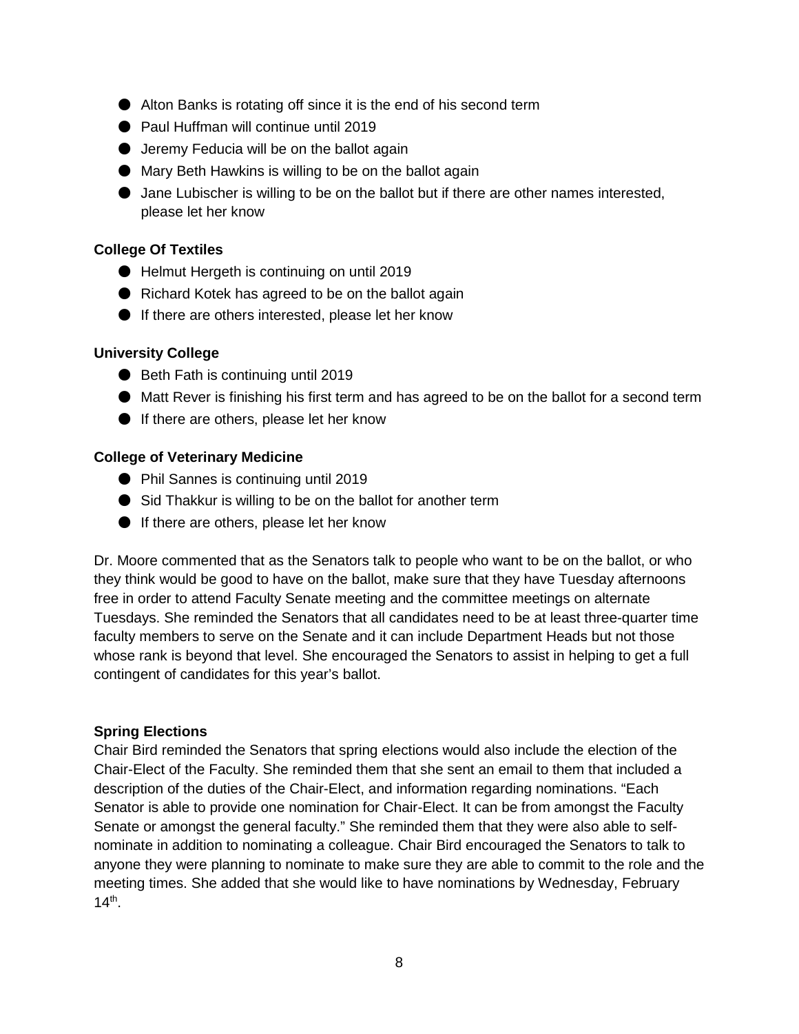- Alton Banks is rotating off since it is the end of his second term
- Paul Huffman will continue until 2019
- Jeremy Feducia will be on the ballot again
- Mary Beth Hawkins is willing to be on the ballot again
- Jane Lubischer is willing to be on the ballot but if there are other names interested, please let her know

**College Of Textiles**

- Helmut Hergeth is continuing on until 2019
- Richard Kotek has agreed to be on the ballot again
- If there are others interested, please let her know

**University College**

- Beth Fath is continuing until 2019
- Matt Rever is finishing his first term and has agreed to be on the ballot for a second term
- If there are others, please let her know

**College of Veterinary Medicine**

- Phil Sannes is continuing until 2019
- Sid Thakkur is willing to be on the ballot for another term
- If there are others, please let her know

Dr. Moore commented that as the Senators talk to people who want to be on the ballot, or who they think would be good to have on the ballot, make sure that they have Tuesday afternoons free in order to attend Faculty Senate meeting and the committee meetings on alternate Tuesdays. She reminded the Senators that all candidates need to be at least three-quarter time faculty members to serve on the Senate and it can include Department Heads but not those whose rank is beyond that level. She encouraged the Senators to assist in helping to get a full contingent of candidates for this year's ballot.

**Spring Elections**

Chair Bird reminded the Senators that spring elections would also include the election of the Chair-Elect of the Faculty. She reminded them that she sent an email to them that included a description of the duties of the Chair-Elect, and information regarding nominations. "Each Senator is able to provide one nomination for Chair-Elect. It can be from amongst the Faculty Senate or amongst the general faculty." She reminded them that they were also able to self-nominate in addition to nominating a colleague. Chair Bird encouraged the Senators to talk to anyone they were planning to nominate to make sure they are able to commit to the role and the meeting times. She added that she would like to have nominations by Wednesday, February 14th.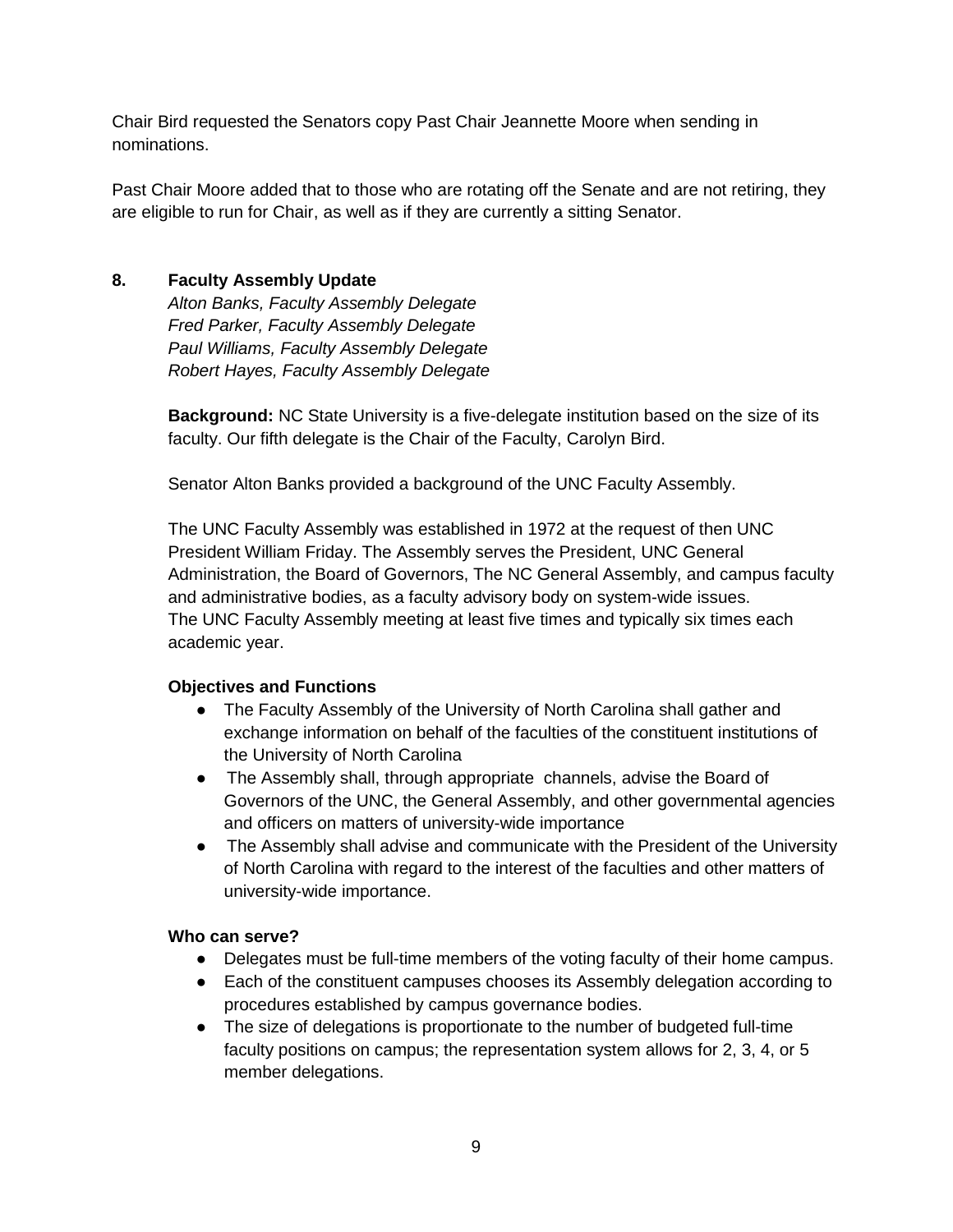Chair Bird requested the Senators copy Past Chair Jeannette Moore when sending in nominations.

Past Chair Moore added that to those who are rotating off the Senate and are not retiring, they are eligible to run for Chair, as well as if they are currently a sitting Senator.

**8. Faculty Assembly Update**

*Alton Banks, Faculty Assembly Delegate*
*Fred Parker, Faculty Assembly Delegate*
*Paul Williams, Faculty Assembly Delegate*
*Robert Hayes, Faculty Assembly Delegate*

**Background:** NC State University is a five-delegate institution based on the size of its faculty. Our fifth delegate is the Chair of the Faculty, Carolyn Bird.

Senator Alton Banks provided a background of the UNC Faculty Assembly.

The UNC Faculty Assembly was established in 1972 at the request of then UNC President William Friday. The Assembly serves the President, UNC General Administration, the Board of Governors, The NC General Assembly, and campus faculty and administrative bodies, as a faculty advisory body on system-wide issues.
The UNC Faculty Assembly meeting at least five times and typically six times each academic year.

**Objectives and Functions**

- The Faculty Assembly of the University of North Carolina shall gather and exchange information on behalf of the faculties of the constituent institutions of the University of North Carolina
- The Assembly shall, through appropriate channels, advise the Board of Governors of the UNC, the General Assembly, and other governmental agencies and officers on matters of university-wide importance
- The Assembly shall advise and communicate with the President of the University of North Carolina with regard to the interest of the faculties and other matters of university-wide importance.

**Who can serve?**

- Delegates must be full-time members of the voting faculty of their home campus.
- Each of the constituent campuses chooses its Assembly delegation according to procedures established by campus governance bodies.
- The size of delegations is proportionate to the number of budgeted full-time faculty positions on campus; the representation system allows for 2, 3, 4, or 5 member delegations.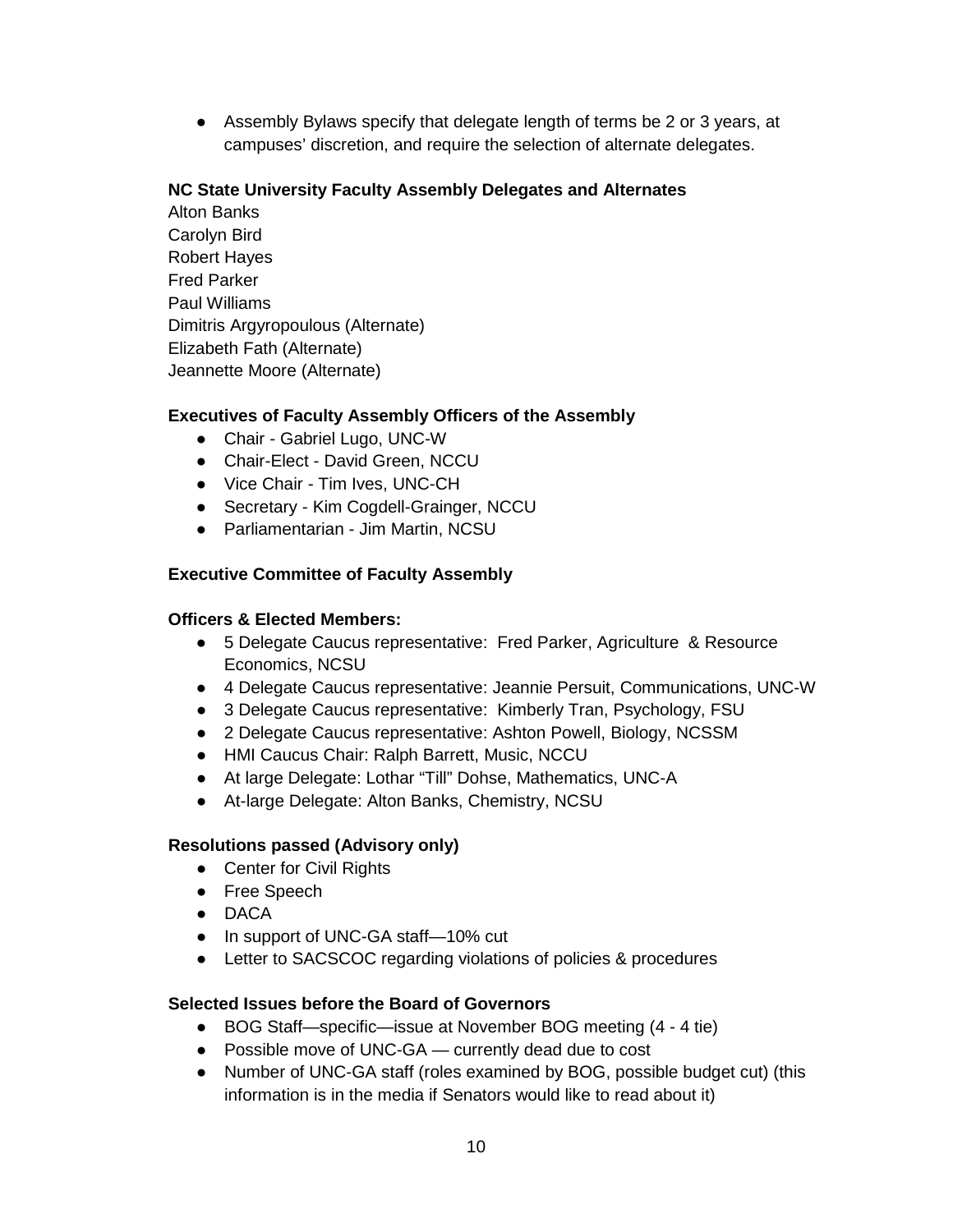- Assembly Bylaws specify that delegate length of terms be 2 or 3 years, at campuses' discretion, and require the selection of alternate delegates.

**NC State University Faculty Assembly Delegates and Alternates**

Alton Banks
Carolyn Bird
Robert Hayes
Fred Parker
Paul Williams
Dimitris Argyropoulous (Alternate)
Elizabeth Fath (Alternate)
Jeannette Moore (Alternate)

**Executives of Faculty Assembly Officers of the Assembly**

- Chair - Gabriel Lugo, UNC-W
- Chair-Elect - David Green, NCCU
- Vice Chair - Tim Ives, UNC-CH
- Secretary - Kim Cogdell-Grainger, NCCU
- Parliamentarian - Jim Martin, NCSU

**Executive Committee of Faculty Assembly**

**Officers & Elected Members:**

- 5 Delegate Caucus representative: Fred Parker, Agriculture & Resource Economics, NCSU
- 4 Delegate Caucus representative: Jeannie Persuit, Communications, UNC-W
- 3 Delegate Caucus representative: Kimberly Tran, Psychology, FSU
- 2 Delegate Caucus representative: Ashton Powell, Biology, NCSSM
- HMI Caucus Chair: Ralph Barrett, Music, NCCU
- At large Delegate: Lothar "Till" Dohse, Mathematics, UNC-A
- At-large Delegate: Alton Banks, Chemistry, NCSU

**Resolutions passed (Advisory only)**

- Center for Civil Rights
- Free Speech
- DACA
- In support of UNC-GA staff—10% cut
- Letter to SACSCOC regarding violations of policies & procedures

**Selected Issues before the Board of Governors**

- BOG Staff—specific—issue at November BOG meeting (4 - 4 tie)
- Possible move of UNC-GA — currently dead due to cost
- Number of UNC-GA staff (roles examined by BOG, possible budget cut) (this information is in the media if Senators would like to read about it)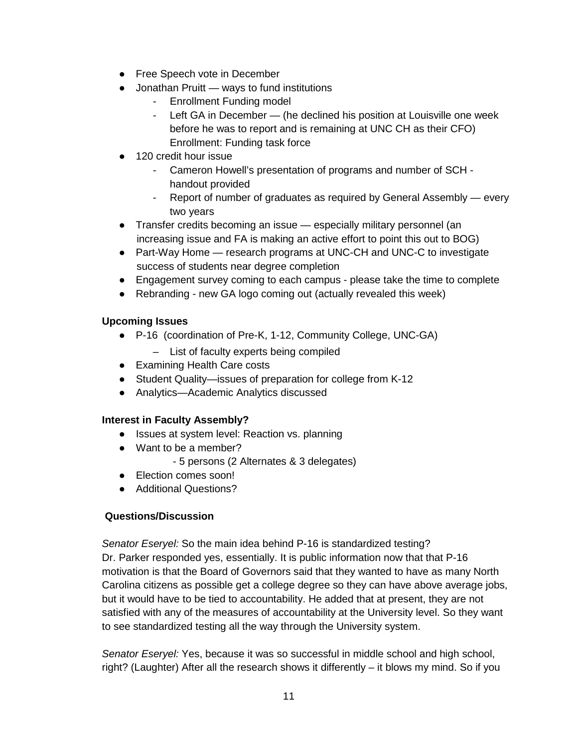- Free Speech vote in December
- Jonathan Pruitt — ways to fund institutions
  - Enrollment Funding model
  - Left GA in December — (he declined his position at Louisville one week before he was to report and is remaining at UNC CH as their CFO) Enrollment: Funding task force
- 120 credit hour issue
  - Cameron Howell's presentation of programs and number of SCH - handout provided
  - Report of number of graduates as required by General Assembly — every two years
- Transfer credits becoming an issue — especially military personnel (an increasing issue and FA is making an active effort to point this out to BOG)
- Part-Way Home — research programs at UNC-CH and UNC-C to investigate success of students near degree completion
- Engagement survey coming to each campus - please take the time to complete
- Rebranding - new GA logo coming out (actually revealed this week)

**Upcoming Issues**

- P-16 (coordination of Pre-K, 1-12, Community College, UNC-GA)
  - List of faculty experts being compiled
- Examining Health Care costs
- Student Quality—issues of preparation for college from K-12
- Analytics—Academic Analytics discussed

**Interest in Faculty Assembly?**

- Issues at system level: Reaction vs. planning
- Want to be a member?
  - 5 persons (2 Alternates & 3 delegates)
- Election comes soon!
- Additional Questions?

**Questions/Discussion**

*Senator Eseryel:* So the main idea behind P-16 is standardized testing?
Dr. Parker responded yes, essentially. It is public information now that that P-16 motivation is that the Board of Governors said that they wanted to have as many North Carolina citizens as possible get a college degree so they can have above average jobs, but it would have to be tied to accountability. He added that at present, they are not satisfied with any of the measures of accountability at the University level. So they want to see standardized testing all the way through the University system.

*Senator Eseryel:* Yes, because it was so successful in middle school and high school, right? (Laughter) After all the research shows it differently – it blows my mind. So if you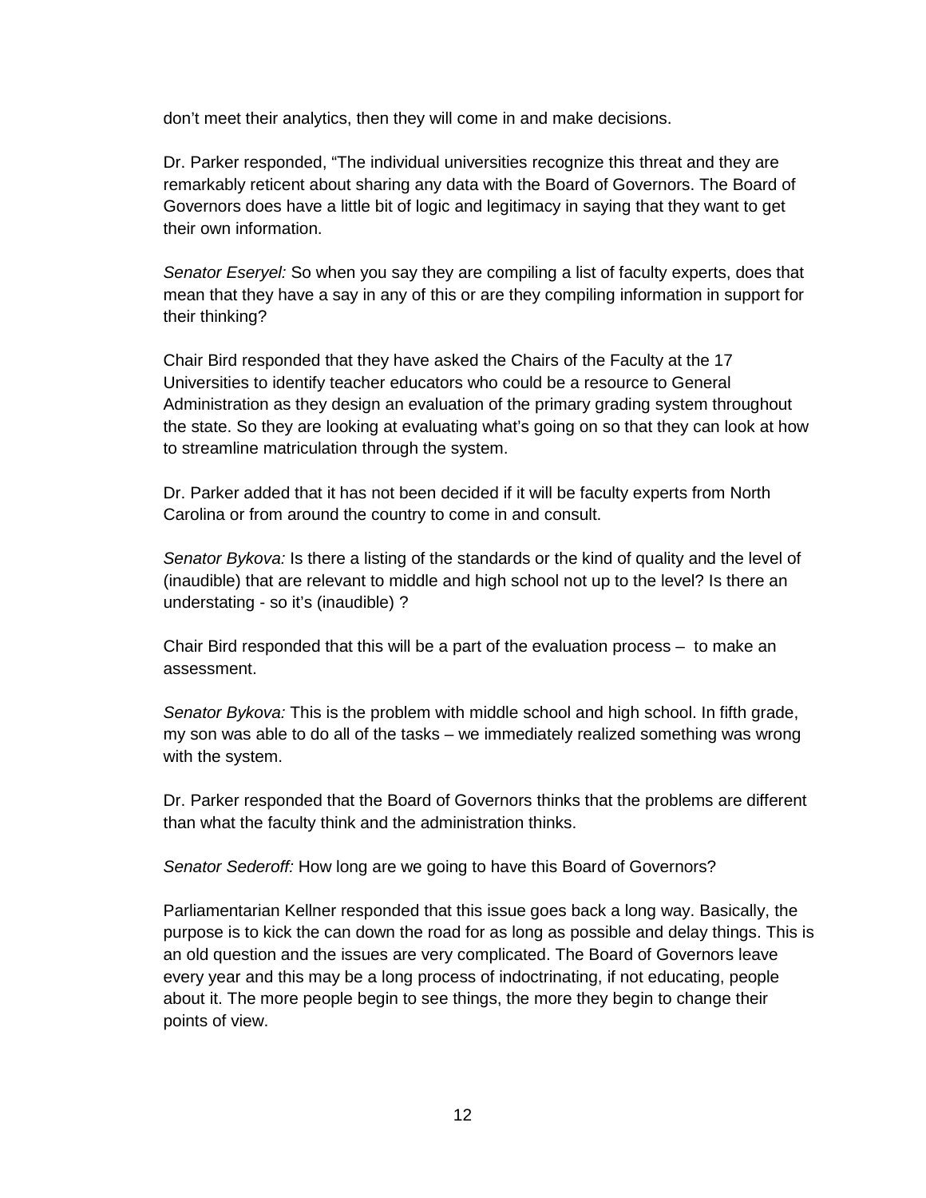don't meet their analytics, then they will come in and make decisions.

Dr. Parker responded, "The individual universities recognize this threat and they are remarkably reticent about sharing any data with the Board of Governors. The Board of Governors does have a little bit of logic and legitimacy in saying that they want to get their own information.

*Senator Eseryel:* So when you say they are compiling a list of faculty experts, does that mean that they have a say in any of this or are they compiling information in support for their thinking?

Chair Bird responded that they have asked the Chairs of the Faculty at the 17 Universities to identify teacher educators who could be a resource to General Administration as they design an evaluation of the primary grading system throughout the state. So they are looking at evaluating what's going on so that they can look at how to streamline matriculation through the system.

Dr. Parker added that it has not been decided if it will be faculty experts from North Carolina or from around the country to come in and consult.

*Senator Bykova:* Is there a listing of the standards or the kind of quality and the level of (inaudible) that are relevant to middle and high school not up to the level? Is there an understating - so it's (inaudible) ?

Chair Bird responded that this will be a part of the evaluation process – to make an assessment.

*Senator Bykova:* This is the problem with middle school and high school. In fifth grade, my son was able to do all of the tasks – we immediately realized something was wrong with the system.

Dr. Parker responded that the Board of Governors thinks that the problems are different than what the faculty think and the administration thinks.

*Senator Sederoff:* How long are we going to have this Board of Governors?

Parliamentarian Kellner responded that this issue goes back a long way. Basically, the purpose is to kick the can down the road for as long as possible and delay things. This is an old question and the issues are very complicated. The Board of Governors leave every year and this may be a long process of indoctrinating, if not educating, people about it. The more people begin to see things, the more they begin to change their points of view.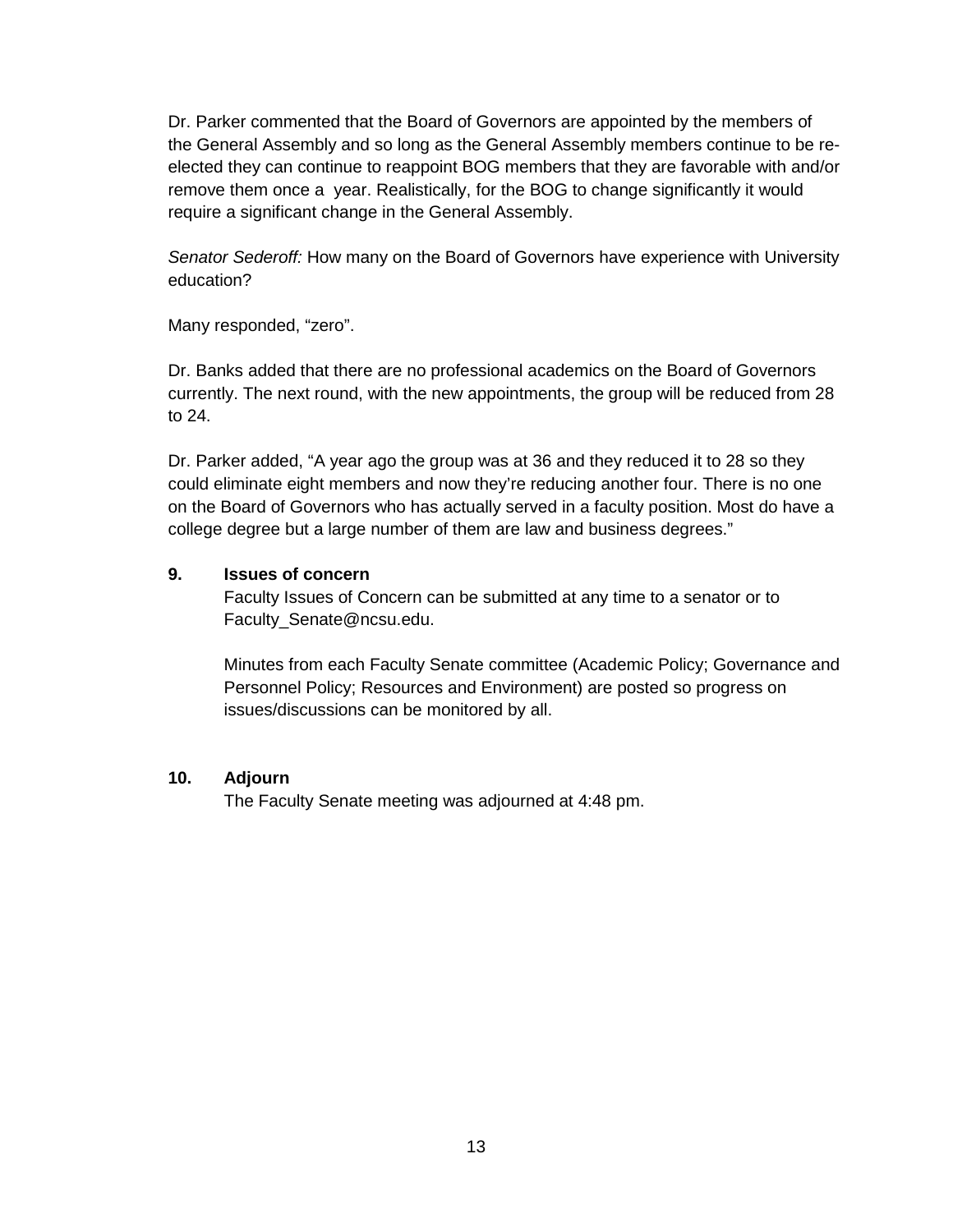Dr. Parker commented that the Board of Governors are appointed by the members of the General Assembly and so long as the General Assembly members continue to be re-elected they can continue to reappoint BOG members that they are favorable with and/or remove them once a year. Realistically, for the BOG to change significantly it would require a significant change in the General Assembly.

*Senator Sederoff:* How many on the Board of Governors have experience with University education?

Many responded, “zero”.

Dr. Banks added that there are no professional academics on the Board of Governors currently. The next round, with the new appointments, the group will be reduced from 28 to 24.

Dr. Parker added, “A year ago the group was at 36 and they reduced it to 28 so they could eliminate eight members and now they’re reducing another four. There is no one on the Board of Governors who has actually served in a faculty position. Most do have a college degree but a large number of them are law and business degrees.”

**9. Issues of concern**

Faculty Issues of Concern can be submitted at any time to a senator or to Faculty_Senate@ncsu.edu.

Minutes from each Faculty Senate committee (Academic Policy; Governance and Personnel Policy; Resources and Environment) are posted so progress on issues/discussions can be monitored by all.

**10. Adjourn**

The Faculty Senate meeting was adjourned at 4:48 pm.